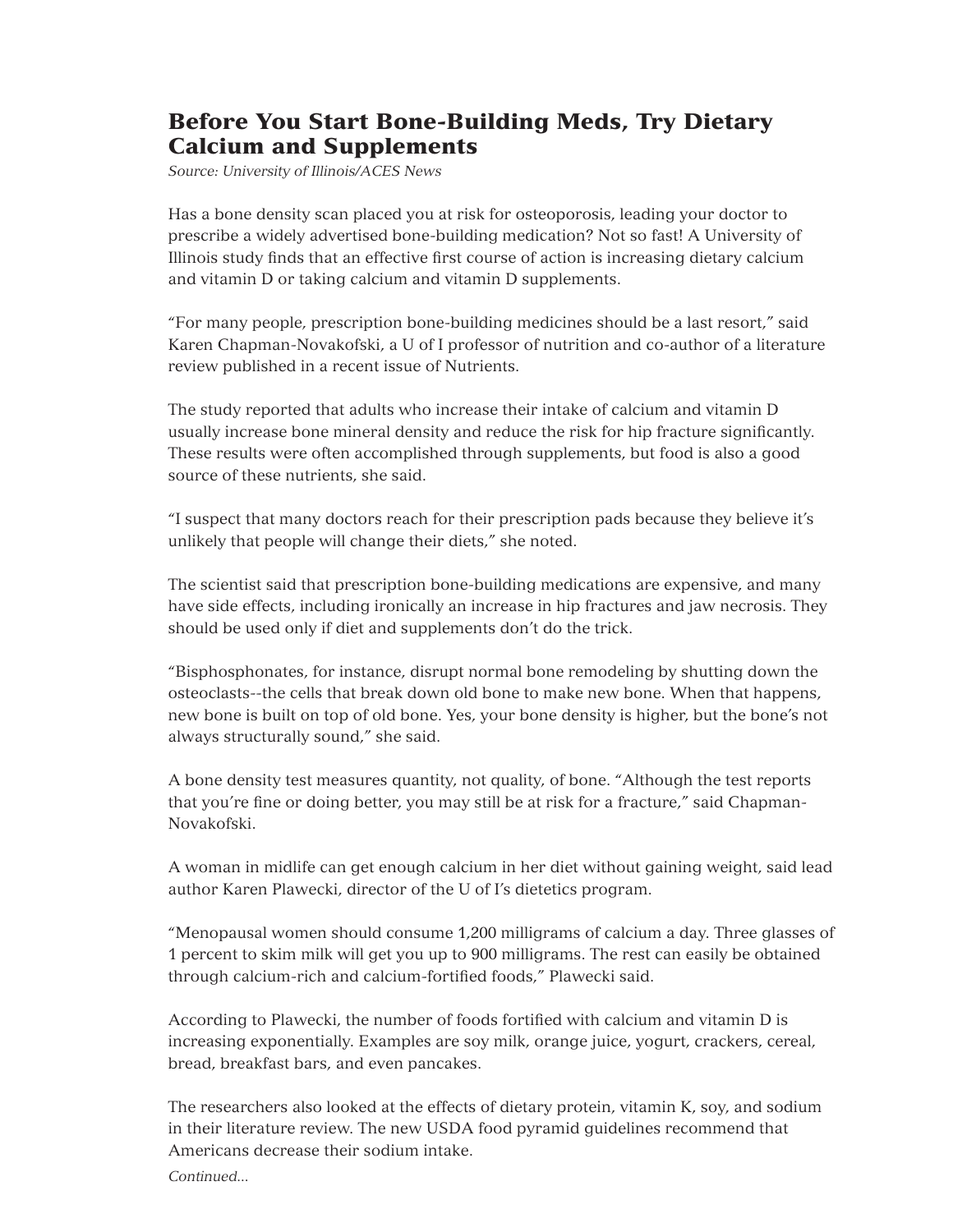# Before You Start Bone-Building Meds, Try Dietary Calcium and Supplements

*Source: University of Illinois/ACES News*

Has a bone density scan placed you at risk for osteoporosis, leading your doctor to prescribe a widely advertised bone-building medication? Not so fast! A University of Illinois study finds that an effective first course of action is increasing dietary calcium and vitamin D or taking calcium and vitamin D supplements.

"For many people, prescription bone-building medicines should be a last resort," said Karen Chapman-Novakofski, a U of I professor of nutrition and co-author of a literature review published in a recent issue of Nutrients.

The study reported that adults who increase their intake of calcium and vitamin D usually increase bone mineral density and reduce the risk for hip fracture significantly. These results were often accomplished through supplements, but food is also a good source of these nutrients, she said.

"I suspect that many doctors reach for their prescription pads because they believe it's unlikely that people will change their diets," she noted.

The scientist said that prescription bone-building medications are expensive, and many have side effects, including ironically an increase in hip fractures and jaw necrosis. They should be used only if diet and supplements don't do the trick.

"Bisphosphonates, for instance, disrupt normal bone remodeling by shutting down the osteoclasts--the cells that break down old bone to make new bone. When that happens, new bone is built on top of old bone. Yes, your bone density is higher, but the bone's not always structurally sound," she said.

A bone density test measures quantity, not quality, of bone. "Although the test reports that you're fine or doing better, you may still be at risk for a fracture," said Chapman-Novakofski.

A woman in midlife can get enough calcium in her diet without gaining weight, said lead author Karen Plawecki, director of the U of I's dietetics program.

"Menopausal women should consume 1,200 milligrams of calcium a day. Three glasses of 1 percent to skim milk will get you up to 900 milligrams. The rest can easily be obtained through calcium-rich and calcium-fortified foods," Plawecki said.

According to Plawecki, the number of foods fortified with calcium and vitamin D is increasing exponentially. Examples are soy milk, orange juice, yogurt, crackers, cereal, bread, breakfast bars, and even pancakes.

The researchers also looked at the effects of dietary protein, vitamin K, soy, and sodium in their literature review. The new USDA food pyramid guidelines recommend that Americans decrease their sodium intake.

*Continued...*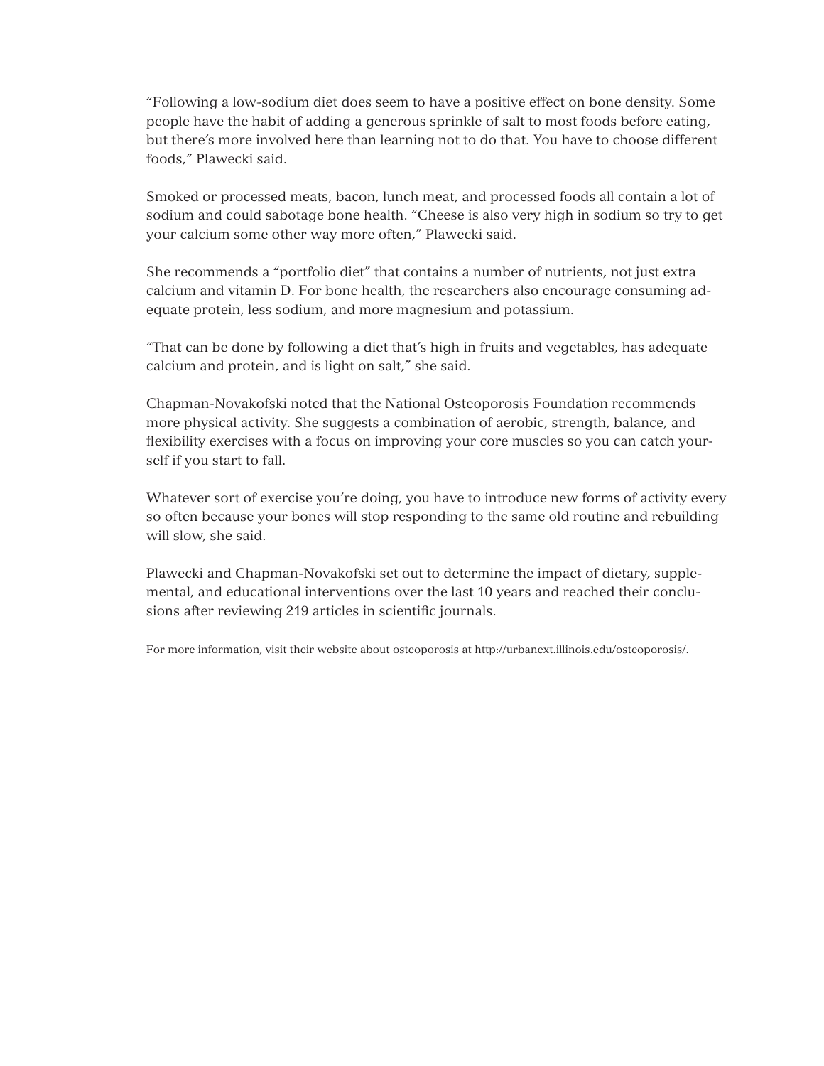"Following a low-sodium diet does seem to have a positive effect on bone density. Some people have the habit of adding a generous sprinkle of salt to most foods before eating, but there's more involved here than learning not to do that. You have to choose different foods," Plawecki said.

Smoked or processed meats, bacon, lunch meat, and processed foods all contain a lot of sodium and could sabotage bone health. "Cheese is also very high in sodium so try to get your calcium some other way more often," Plawecki said.

She recommends a "portfolio diet" that contains a number of nutrients, not just extra calcium and vitamin D. For bone health, the researchers also encourage consuming adequate protein, less sodium, and more magnesium and potassium.

"That can be done by following a diet that's high in fruits and vegetables, has adequate calcium and protein, and is light on salt," she said.

Chapman-Novakofski noted that the National Osteoporosis Foundation recommends more physical activity. She suggests a combination of aerobic, strength, balance, and flexibility exercises with a focus on improving your core muscles so you can catch yourself if you start to fall.

Whatever sort of exercise you're doing, you have to introduce new forms of activity every so often because your bones will stop responding to the same old routine and rebuilding will slow, she said.

Plawecki and Chapman-Novakofski set out to determine the impact of dietary, supplemental, and educational interventions over the last 10 years and reached their conclusions after reviewing 219 articles in scientific journals.

For more information, visit their website about osteoporosis at http://urbanext.illinois.edu/osteoporosis/.